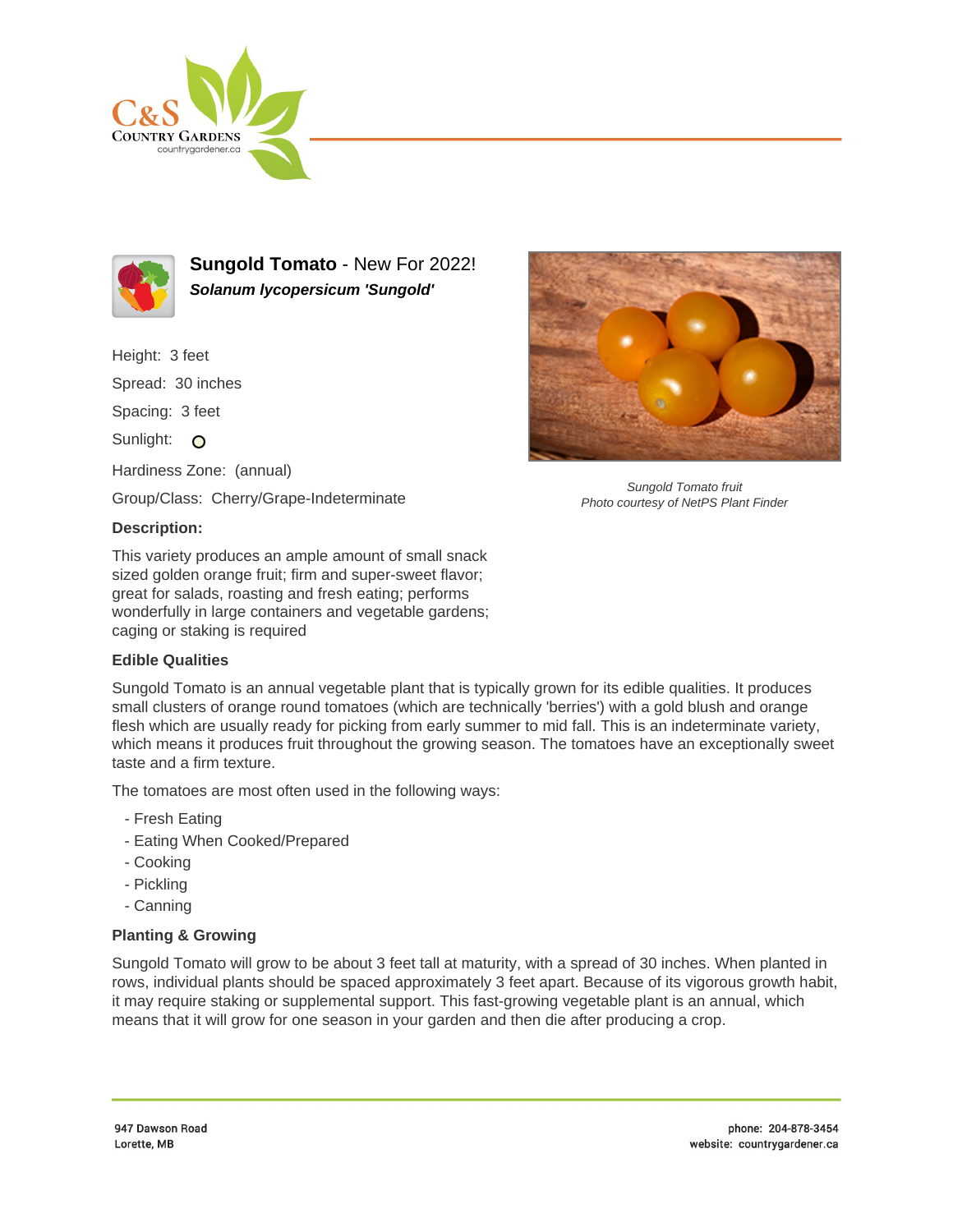# Sungold Tomato - New For 2022!

***Solanum lycopersicum 'Sungold'***

Height: 3 feet

Spread: 30 inches

Spacing: 3 feet

Sunlight: ○

Hardiness Zone: (annual)

Group/Class: Cherry/Grape-Indeterminate

*Sungold Tomato fruit*
*Photo courtesy of NetPS Plant Finder*

**Description:**

This variety produces an ample amount of small snack sized golden orange fruit; firm and super-sweet flavor; great for salads, roasting and fresh eating; performs wonderfully in large containers and vegetable gardens; caging or staking is required

**Edible Qualities**

Sungold Tomato is an annual vegetable plant that is typically grown for its edible qualities. It produces small clusters of orange round tomatoes (which are technically 'berries') with a gold blush and orange flesh which are usually ready for picking from early summer to mid fall. This is an indeterminate variety, which means it produces fruit throughout the growing season. The tomatoes have an exceptionally sweet taste and a firm texture.

The tomatoes are most often used in the following ways:

- Fresh Eating
- Eating When Cooked/Prepared
- Cooking
- Pickling
- Canning

**Planting & Growing**

Sungold Tomato will grow to be about 3 feet tall at maturity, with a spread of 30 inches. When planted in rows, individual plants should be spaced approximately 3 feet apart. Because of its vigorous growth habit, it may require staking or supplemental support. This fast-growing vegetable plant is an annual, which means that it will grow for one season in your garden and then die after producing a crop.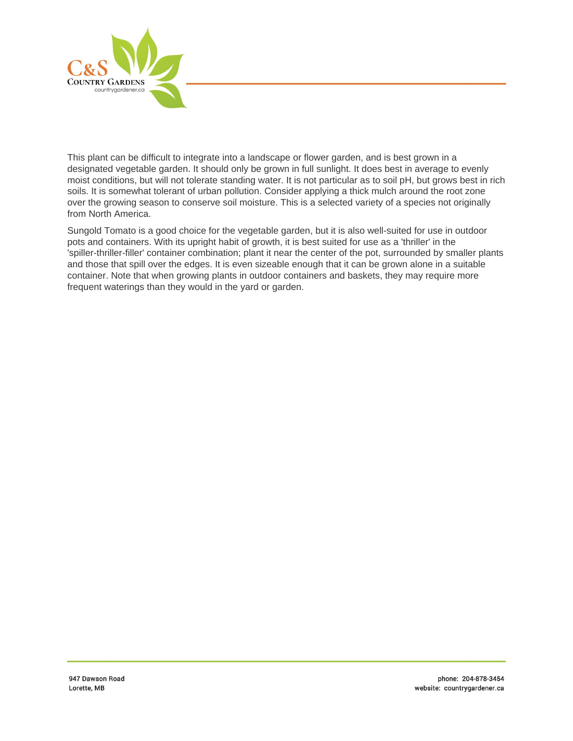This plant can be difficult to integrate into a landscape or flower garden, and is best grown in a designated vegetable garden. It should only be grown in full sunlight. It does best in average to evenly moist conditions, but will not tolerate standing water. It is not particular as to soil pH, but grows best in rich soils. It is somewhat tolerant of urban pollution. Consider applying a thick mulch around the root zone over the growing season to conserve soil moisture. This is a selected variety of a species not originally from North America.

Sungold Tomato is a good choice for the vegetable garden, but it is also well-suited for use in outdoor pots and containers. With its upright habit of growth, it is best suited for use as a 'thriller' in the 'spiller-thriller-filler' container combination; plant it near the center of the pot, surrounded by smaller plants and those that spill over the edges. It is even sizeable enough that it can be grown alone in a suitable container. Note that when growing plants in outdoor containers and baskets, they may require more frequent waterings than they would in the yard or garden.